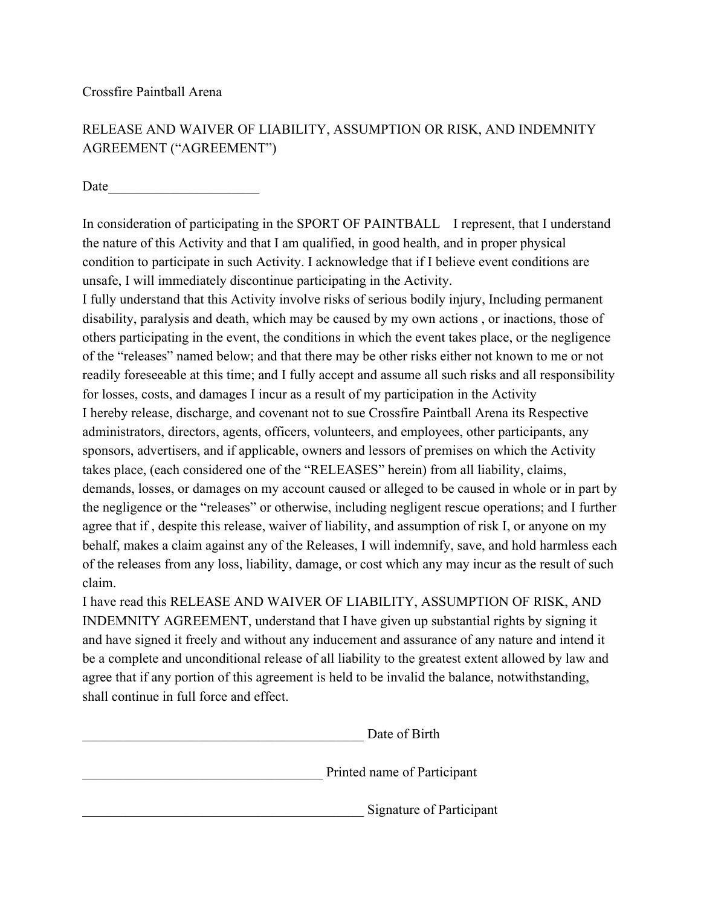Crossfire Paintball Arena

RELEASE AND WAIVER OF LIABILITY, ASSUMPTION OR RISK, AND INDEMNITY AGREEMENT ("AGREEMENT")

Date______________________

In consideration of participating in the SPORT OF PAINTBALL    I represent, that I understand the nature of this Activity and that I am qualified, in good health, and in proper physical condition to participate in such Activity. I acknowledge that if I believe event conditions are unsafe, I will immediately discontinue participating in the Activity.
I fully understand that this Activity involve risks of serious bodily injury, Including permanent disability, paralysis and death, which may be caused by my own actions , or inactions, those of others participating in the event, the conditions in which the event takes place, or the negligence of the "releases" named below; and that there may be other risks either not known to me or not readily foreseeable at this time; and I fully accept and assume all such risks and all responsibility for losses, costs, and damages I incur as a result of my participation in the Activity
I hereby release, discharge, and covenant not to sue Crossfire Paintball Arena its Respective administrators, directors, agents, officers, volunteers, and employees, other participants, any sponsors, advertisers, and if applicable, owners and lessors of premises on which the Activity takes place, (each considered one of the "RELEASES" herein) from all liability, claims, demands, losses, or damages on my account caused or alleged to be caused in whole or in part by the negligence or the "releases" or otherwise, including negligent rescue operations; and I further agree that if , despite this release, waiver of liability, and assumption of risk I, or anyone on my behalf, makes a claim against any of the Releases, I will indemnify, save, and hold harmless each of the releases from any loss, liability, damage, or cost which any may incur as the result of such claim.
I have read this RELEASE AND WAIVER OF LIABILITY, ASSUMPTION OF RISK, AND INDEMNITY AGREEMENT, understand that I have given up substantial rights by signing it and have signed it freely and without any inducement and assurance of any nature and intend it be a complete and unconditional release of all liability to the greatest extent allowed by law and agree that if any portion of this agreement is held to be invalid the balance, notwithstanding, shall continue in full force and effect.

__________________________________________ Date of Birth

____________________________________ Printed name of Participant

__________________________________________ Signature of Participant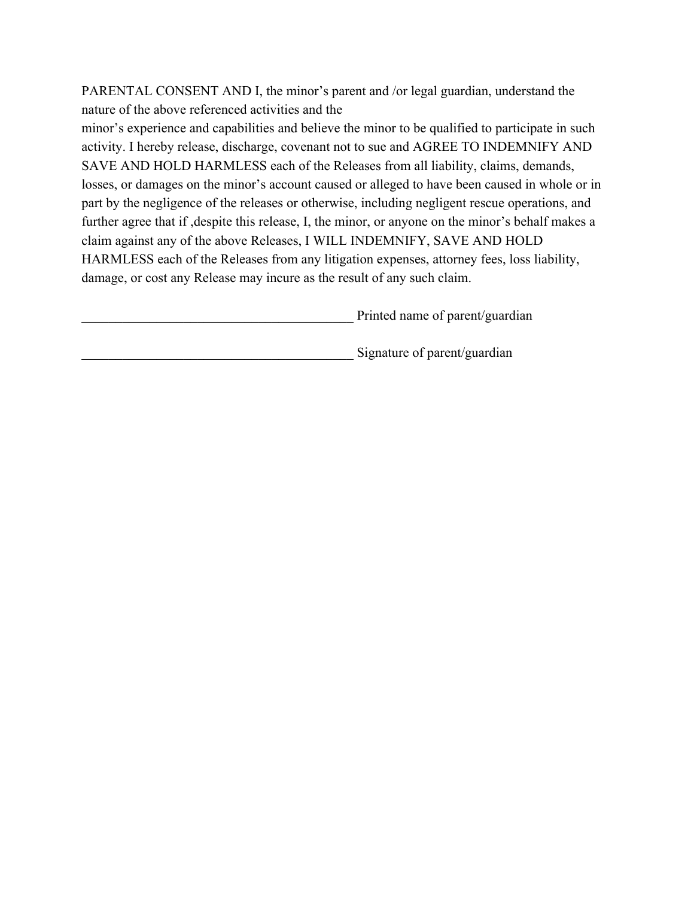PARENTAL CONSENT AND I, the minor's parent and /or legal guardian, understand the nature of the above referenced activities and the minor's experience and capabilities and believe the minor to be qualified to participate in such activity. I hereby release, discharge, covenant not to sue and AGREE TO INDEMNIFY AND SAVE AND HOLD HARMLESS each of the Releases from all liability, claims, demands, losses, or damages on the minor's account caused or alleged to have been caused in whole or in part by the negligence of the releases or otherwise, including negligent rescue operations, and further agree that if ,despite this release, I, the minor, or anyone on the minor's behalf makes a claim against any of the above Releases, I WILL INDEMNIFY, SAVE AND HOLD HARMLESS each of the Releases from any litigation expenses, attorney fees, loss liability, damage, or cost any Release may incure as the result of any such claim.

________________________________________ Printed name of parent/guardian

________________________________________ Signature of parent/guardian